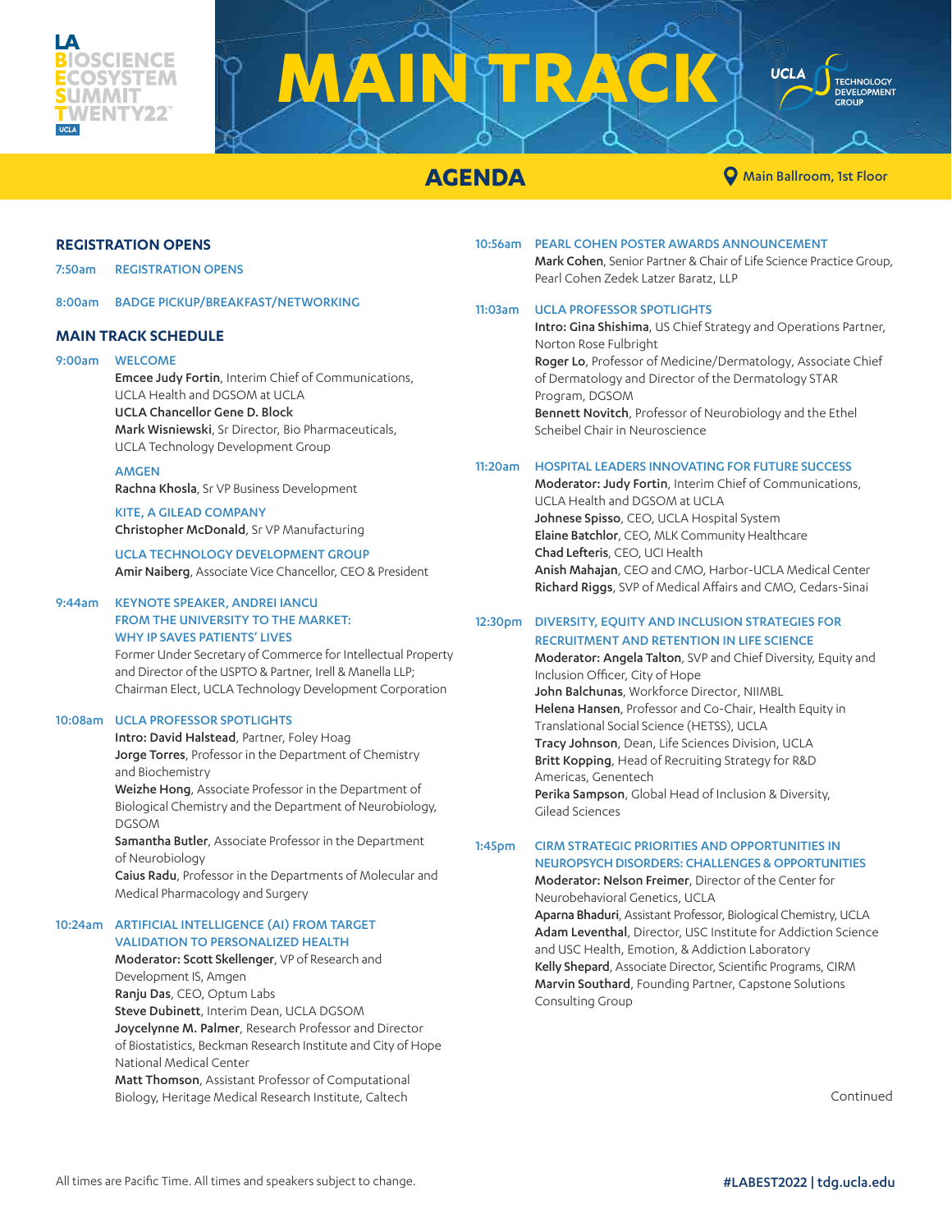LA BIOSCIENCE ECOSYSTEM SUMMIT TWENTY22 UCLA

# MAIN TRACK

UCLA TECHNOLOGY DEVELOPMENT GROUP

## AGENDA

Main Ballroom, 1st Floor

### REGISTRATION OPENS

**7:50am** REGISTRATION OPENS

**8:00am** BADGE PICKUP/BREAKFAST/NETWORKING

### MAIN TRACK SCHEDULE

**9:00am** WELCOME
**Emcee Judy Fortin**, Interim Chief of Communications, UCLA Health and DGSOM at UCLA
**UCLA Chancellor Gene D. Block**
**Mark Wisniewski**, Sr Director, Bio Pharmaceuticals, UCLA Technology Development Group

AMGEN
**Rachna Khosla**, Sr VP Business Development

KITE, A GILEAD COMPANY
**Christopher McDonald**, Sr VP Manufacturing

UCLA TECHNOLOGY DEVELOPMENT GROUP
**Amir Naiberg**, Associate Vice Chancellor, CEO & President

**9:44am** KEYNOTE SPEAKER, ANDREI IANCU
FROM THE UNIVERSITY TO THE MARKET: WHY IP SAVES PATIENTS' LIVES
Former Under Secretary of Commerce for Intellectual Property and Director of the USPTO & Partner, Irell & Manella LLP; Chairman Elect, UCLA Technology Development Corporation

**10:08am** UCLA PROFESSOR SPOTLIGHTS
**Intro: David Halstead**, Partner, Foley Hoag
**Jorge Torres**, Professor in the Department of Chemistry and Biochemistry
**Weizhe Hong**, Associate Professor in the Department of Biological Chemistry and the Department of Neurobiology, DGSOM
**Samantha Butler**, Associate Professor in the Department of Neurobiology
**Caius Radu**, Professor in the Departments of Molecular and Medical Pharmacology and Surgery

**10:24am** ARTIFICIAL INTELLIGENCE (AI) FROM TARGET VALIDATION TO PERSONALIZED HEALTH
**Moderator: Scott Skellenger**, VP of Research and Development IS, Amgen
**Ranju Das**, CEO, Optum Labs
**Steve Dubinett**, Interim Dean, UCLA DGSOM
**Joycelynne M. Palmer**, Research Professor and Director of Biostatistics, Beckman Research Institute and City of Hope National Medical Center
**Matt Thomson**, Assistant Professor of Computational Biology, Heritage Medical Research Institute, Caltech

**10:56am** PEARL COHEN POSTER AWARDS ANNOUNCEMENT
**Mark Cohen**, Senior Partner & Chair of Life Science Practice Group, Pearl Cohen Zedek Latzer Baratz, LLP

**11:03am** UCLA PROFESSOR SPOTLIGHTS
**Intro: Gina Shishima**, US Chief Strategy and Operations Partner, Norton Rose Fulbright
**Roger Lo**, Professor of Medicine/Dermatology, Associate Chief of Dermatology and Director of the Dermatology STAR Program, DGSOM
**Bennett Novitch**, Professor of Neurobiology and the Ethel Scheibel Chair in Neuroscience

**11:20am** HOSPITAL LEADERS INNOVATING FOR FUTURE SUCCESS
**Moderator: Judy Fortin**, Interim Chief of Communications, UCLA Health and DGSOM at UCLA
**Johnese Spisso**, CEO, UCLA Hospital System
**Elaine Batchlor**, CEO, MLK Community Healthcare
**Chad Lefteris**, CEO, UCI Health
**Anish Mahajan**, CEO and CMO, Harbor-UCLA Medical Center
**Richard Riggs**, SVP of Medical Affairs and CMO, Cedars-Sinai

**12:30pm** DIVERSITY, EQUITY AND INCLUSION STRATEGIES FOR RECRUITMENT AND RETENTION IN LIFE SCIENCE
**Moderator: Angela Talton**, SVP and Chief Diversity, Equity and Inclusion Officer, City of Hope
**John Balchunas**, Workforce Director, NIIMBL
**Helena Hansen**, Professor and Co-Chair, Health Equity in Translational Social Science (HETSS), UCLA
**Tracy Johnson**, Dean, Life Sciences Division, UCLA
**Britt Kopping**, Head of Recruiting Strategy for R&D Americas, Genentech
**Perika Sampson**, Global Head of Inclusion & Diversity, Gilead Sciences

**1:45pm** CIRM STRATEGIC PRIORITIES AND OPPORTUNITIES IN NEUROPSYCH DISORDERS: CHALLENGES & OPPORTUNITIES
**Moderator: Nelson Freimer**, Director of the Center for Neurobehavioral Genetics, UCLA
**Aparna Bhaduri**, Assistant Professor, Biological Chemistry, UCLA
**Adam Leventhal**, Director, USC Institute for Addiction Science and USC Health, Emotion, & Addiction Laboratory
**Kelly Shepard**, Associate Director, Scientific Programs, CIRM
**Marvin Southard**, Founding Partner, Capstone Solutions Consulting Group

Continued

All times are Pacific Time. All times and speakers subject to change.

#LABEST2022 | tdg.ucla.edu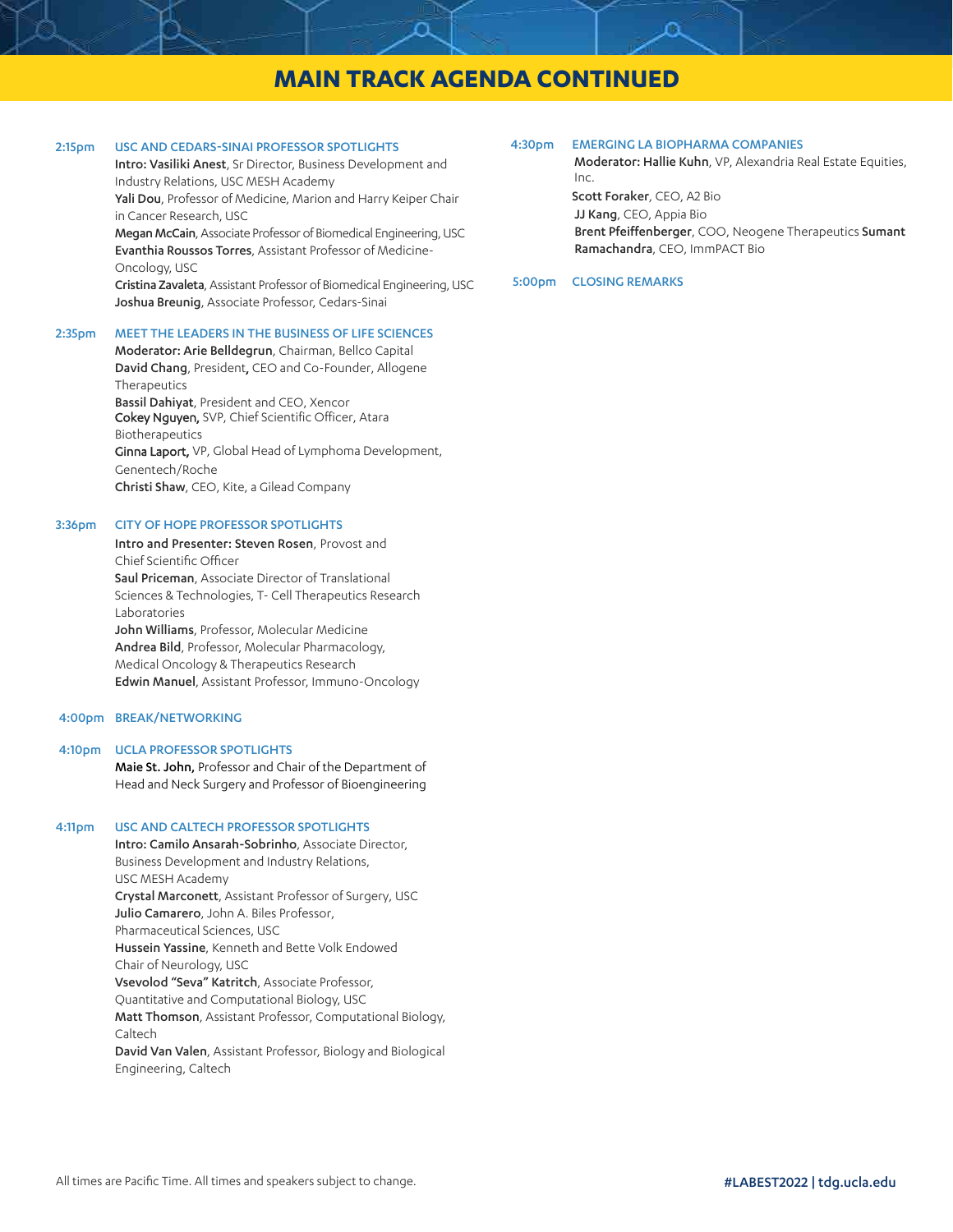# MAIN TRACK AGENDA CONTINUED

**2:15pm** **USC AND CEDARS-SINAI PROFESSOR SPOTLIGHTS**

**Intro: Vasiliki Anest**, Sr Director, Business Development and Industry Relations, USC MESH Academy
**Yali Dou**, Professor of Medicine, Marion and Harry Keiper Chair in Cancer Research, USC
**Megan McCain**, Associate Professor of Biomedical Engineering, USC
**Evanthia Roussos Torres**, Assistant Professor of Medicine-Oncology, USC
**Cristina Zavaleta**, Assistant Professor of Biomedical Engineering, USC
**Joshua Breunig**, Associate Professor, Cedars-Sinai

**2:35pm** **MEET THE LEADERS IN THE BUSINESS OF LIFE SCIENCES**

**Moderator: Arie Belldegrun**, Chairman, Bellco Capital
**David Chang**, President, CEO and Co-Founder, Allogene Therapeutics
**Bassil Dahiyat**, President and CEO, Xencor
**Cokey Nguyen,** SVP, Chief Scientific Officer, Atara Biotherapeutics
**Ginna Laport,** VP, Global Head of Lymphoma Development, Genentech/Roche
**Christi Shaw**, CEO, Kite, a Gilead Company

**3:36pm** **CITY OF HOPE PROFESSOR SPOTLIGHTS**

**Intro and Presenter: Steven Rosen**, Provost and Chief Scientific Officer
**Saul Priceman**, Associate Director of Translational Sciences & Technologies, T- Cell Therapeutics Research Laboratories
**John Williams**, Professor, Molecular Medicine
**Andrea Bild**, Professor, Molecular Pharmacology, Medical Oncology & Therapeutics Research
**Edwin Manuel**, Assistant Professor, Immuno-Oncology

**4:00pm** **BREAK/NETWORKING**

**4:10pm** **UCLA PROFESSOR SPOTLIGHTS**

**Maie St. John,** Professor and Chair of the Department of Head and Neck Surgery and Professor of Bioengineering

**4:11pm** **USC AND CALTECH PROFESSOR SPOTLIGHTS**

**Intro: Camilo Ansarah-Sobrinho**, Associate Director, Business Development and Industry Relations, USC MESH Academy
**Crystal Marconett**, Assistant Professor of Surgery, USC
**Julio Camarero**, John A. Biles Professor, Pharmaceutical Sciences, USC
**Hussein Yassine**, Kenneth and Bette Volk Endowed Chair of Neurology, USC
**Vsevolod "Seva" Katritch**, Associate Professor, Quantitative and Computational Biology, USC
**Matt Thomson**, Assistant Professor, Computational Biology, Caltech
**David Van Valen**, Assistant Professor, Biology and Biological Engineering, Caltech

**4:30pm** **EMERGING LA BIOPHARMA COMPANIES**

**Moderator: Hallie Kuhn**, VP, Alexandria Real Estate Equities, Inc.
**Scott Foraker**, CEO, A2 Bio
**JJ Kang**, CEO, Appia Bio
**Brent Pfeiffenberger**, COO, Neogene Therapeutics
**Sumant Ramachandra**, CEO, ImmPACT Bio

**5:00pm** **CLOSING REMARKS**

All times are Pacific Time. All times and speakers subject to change.

**#LABEST2022 | tdg.ucla.edu**